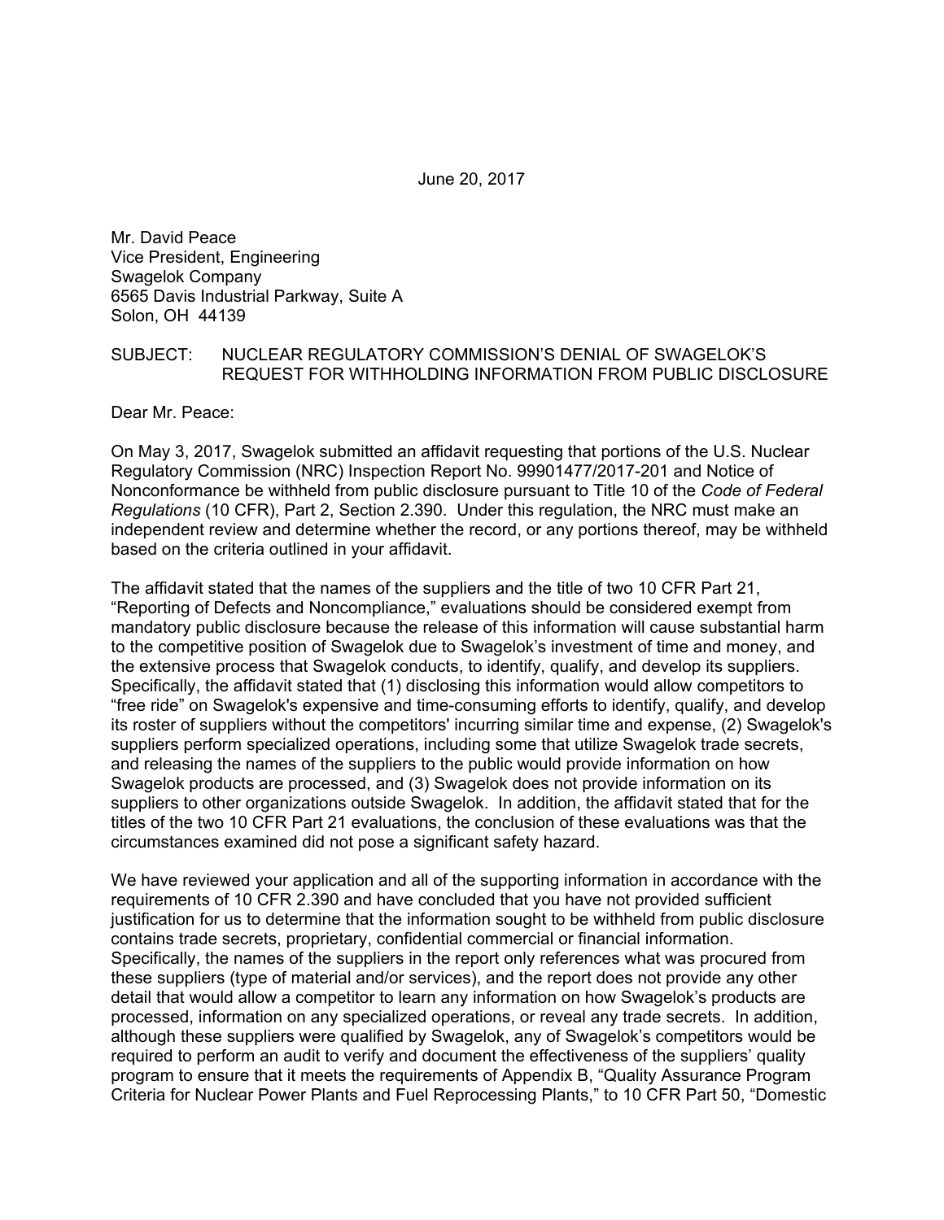June 20, 2017

Mr. David Peace
Vice President, Engineering
Swagelok Company
6565 Davis Industrial Parkway, Suite A
Solon, OH 44139

SUBJECT: NUCLEAR REGULATORY COMMISSION'S DENIAL OF SWAGELOK'S REQUEST FOR WITHHOLDING INFORMATION FROM PUBLIC DISCLOSURE

Dear Mr. Peace:

On May 3, 2017, Swagelok submitted an affidavit requesting that portions of the U.S. Nuclear Regulatory Commission (NRC) Inspection Report No. 99901477/2017-201 and Notice of Nonconformance be withheld from public disclosure pursuant to Title 10 of the *Code of Federal Regulations* (10 CFR), Part 2, Section 2.390. Under this regulation, the NRC must make an independent review and determine whether the record, or any portions thereof, may be withheld based on the criteria outlined in your affidavit.

The affidavit stated that the names of the suppliers and the title of two 10 CFR Part 21, "Reporting of Defects and Noncompliance," evaluations should be considered exempt from mandatory public disclosure because the release of this information will cause substantial harm to the competitive position of Swagelok due to Swagelok's investment of time and money, and the extensive process that Swagelok conducts, to identify, qualify, and develop its suppliers. Specifically, the affidavit stated that (1) disclosing this information would allow competitors to "free ride" on Swagelok's expensive and time-consuming efforts to identify, qualify, and develop its roster of suppliers without the competitors' incurring similar time and expense, (2) Swagelok's suppliers perform specialized operations, including some that utilize Swagelok trade secrets, and releasing the names of the suppliers to the public would provide information on how Swagelok products are processed, and (3) Swagelok does not provide information on its suppliers to other organizations outside Swagelok. In addition, the affidavit stated that for the titles of the two 10 CFR Part 21 evaluations, the conclusion of these evaluations was that the circumstances examined did not pose a significant safety hazard.

We have reviewed your application and all of the supporting information in accordance with the requirements of 10 CFR 2.390 and have concluded that you have not provided sufficient justification for us to determine that the information sought to be withheld from public disclosure contains trade secrets, proprietary, confidential commercial or financial information. Specifically, the names of the suppliers in the report only references what was procured from these suppliers (type of material and/or services), and the report does not provide any other detail that would allow a competitor to learn any information on how Swagelok's products are processed, information on any specialized operations, or reveal any trade secrets. In addition, although these suppliers were qualified by Swagelok, any of Swagelok's competitors would be required to perform an audit to verify and document the effectiveness of the suppliers' quality program to ensure that it meets the requirements of Appendix B, "Quality Assurance Program Criteria for Nuclear Power Plants and Fuel Reprocessing Plants," to 10 CFR Part 50, "Domestic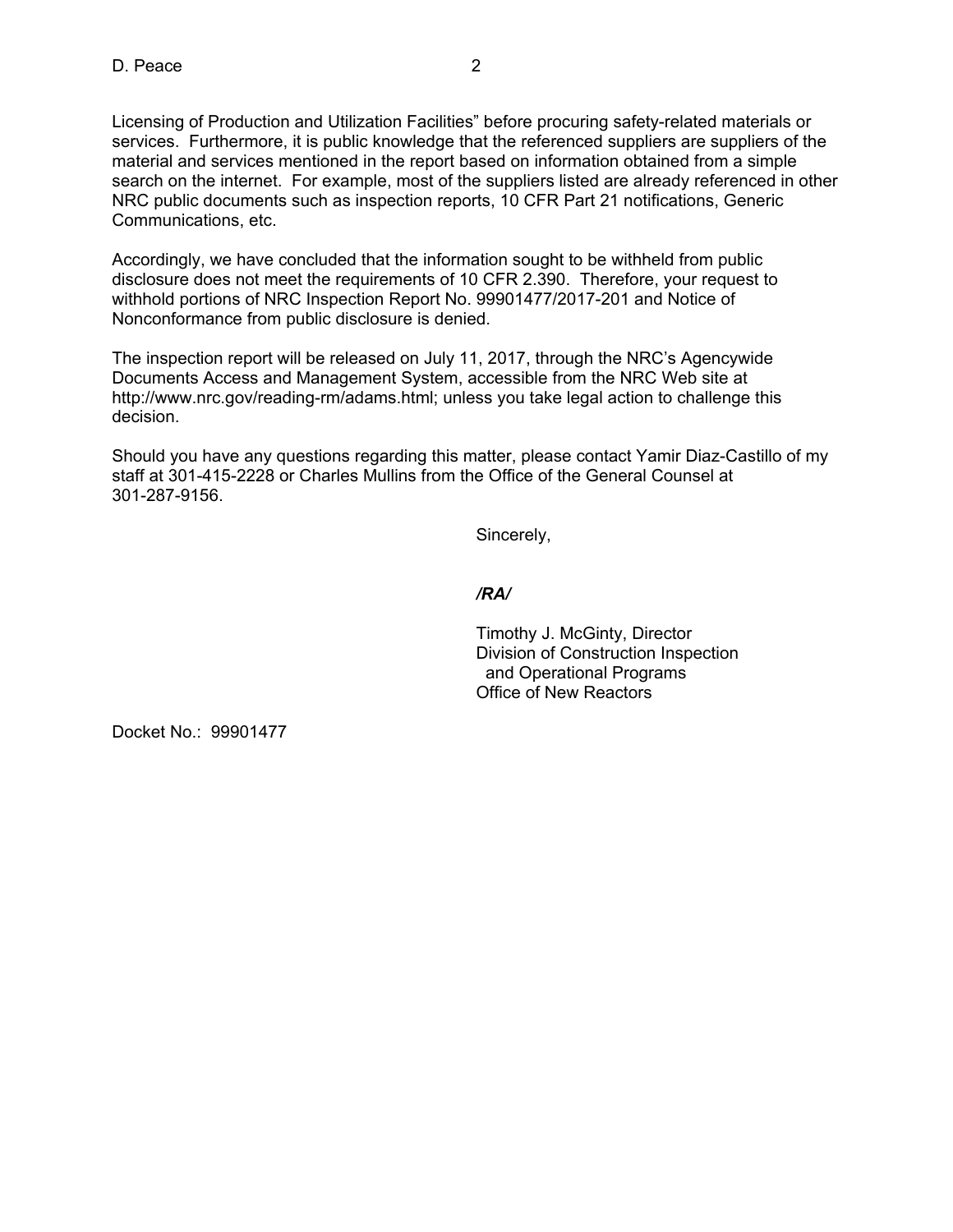Licensing of Production and Utilization Facilities" before procuring safety-related materials or services. Furthermore, it is public knowledge that the referenced suppliers are suppliers of the material and services mentioned in the report based on information obtained from a simple search on the internet. For example, most of the suppliers listed are already referenced in other NRC public documents such as inspection reports, 10 CFR Part 21 notifications, Generic Communications, etc.

Accordingly, we have concluded that the information sought to be withheld from public disclosure does not meet the requirements of 10 CFR 2.390. Therefore, your request to withhold portions of NRC Inspection Report No. 99901477/2017-201 and Notice of Nonconformance from public disclosure is denied.

The inspection report will be released on July 11, 2017, through the NRC's Agencywide Documents Access and Management System, accessible from the NRC Web site at http://www.nrc.gov/reading-rm/adams.html; unless you take legal action to challenge this decision.

Should you have any questions regarding this matter, please contact Yamir Diaz-Castillo of my staff at 301-415-2228 or Charles Mullins from the Office of the General Counsel at 301-287-9156.

Sincerely,

***/RA/***

Timothy J. McGinty, Director
Division of Construction Inspection
and Operational Programs
Office of New Reactors

Docket No.: 99901477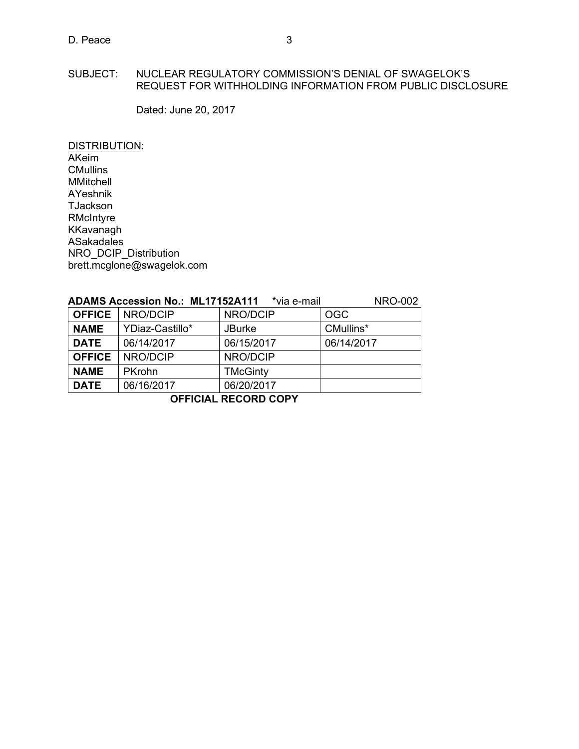SUBJECT: NUCLEAR REGULATORY COMMISSION'S DENIAL OF SWAGELOK'S REQUEST FOR WITHHOLDING INFORMATION FROM PUBLIC DISCLOSURE

Dated: June 20, 2017

DISTRIBUTION:
AKeim
CMullins
MMitchell
AYeshnik
TJackson
RMcIntyre
KKavanagh
ASakadales
NRO_DCIP_Distribution
brett.mcglone@swagelok.com

**ADAMS Accession No.: ML17152A111** *via e-mail NRO-002

| | | | |
|---|---|---|---|
| **OFFICE** | NRO/DCIP | NRO/DCIP | OGC |
| **NAME** | YDiaz-Castillo* | JBurke | CMullins* |
| **DATE** | 06/14/2017 | 06/15/2017 | 06/14/2017 |
| **OFFICE** | NRO/DCIP | NRO/DCIP | |
| **NAME** | PKrohn | TMcGinty | |
| **DATE** | 06/16/2017 | 06/20/2017 | |

**OFFICIAL RECORD COPY**